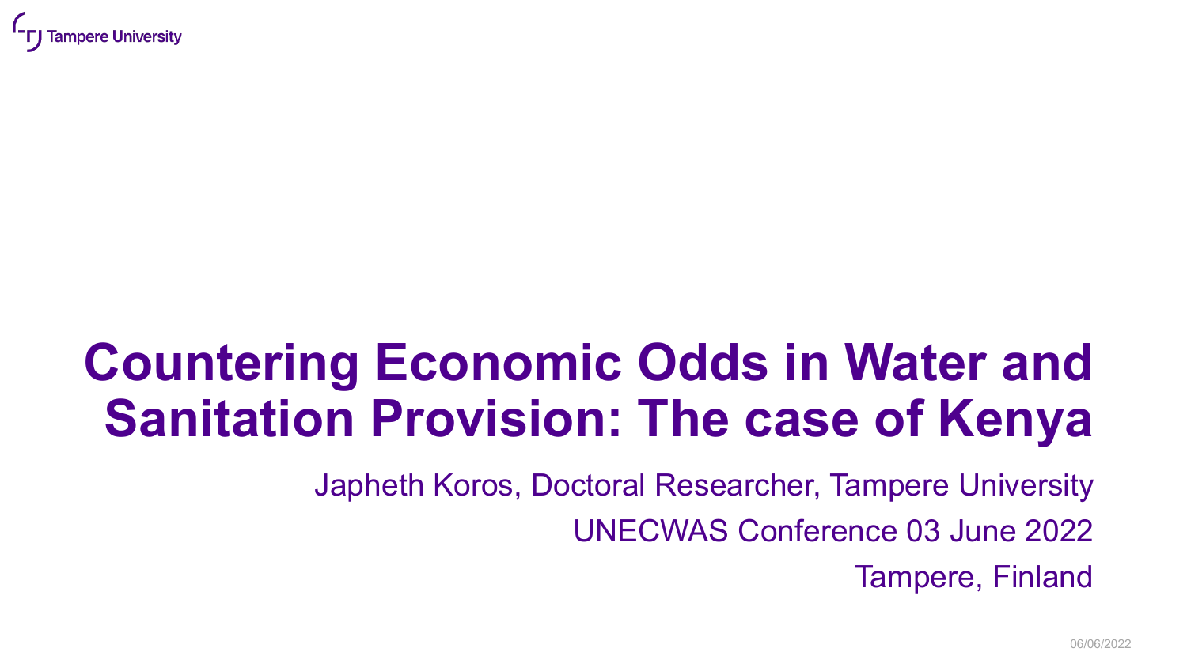# Countering Economic Odds in Water and Sanitation Provision: The case of Kenya

Japheth Koros, Doctoral Researcher, Tampere University

UNECWAS Conference 03 June 2022

Tampere, Finland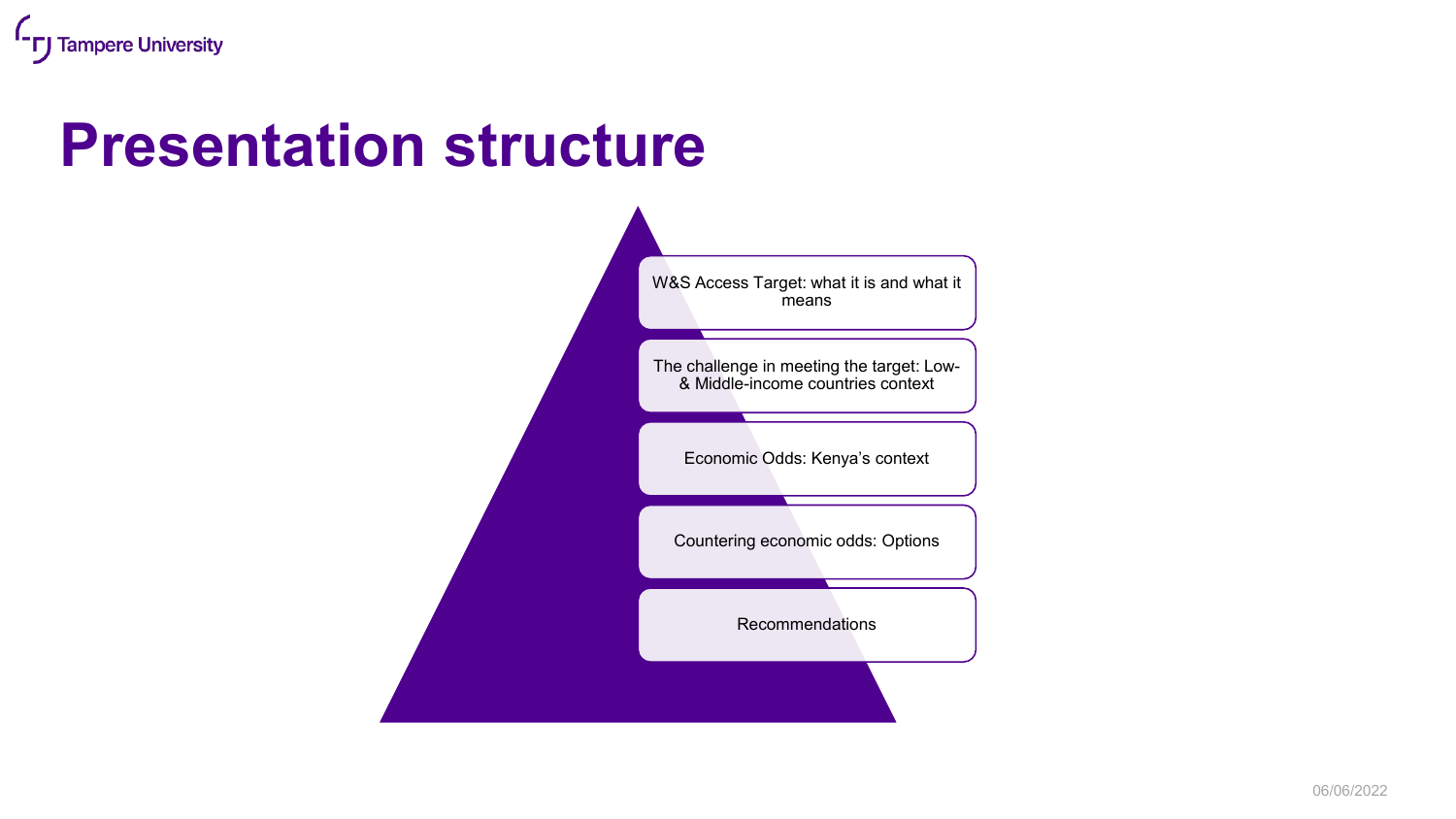# Presentation structure

- W&S Access Target: what it is and what it means
- The challenge in meeting the target: Low- & Middle-income countries context
- Economic Odds: Kenya's context
- Countering economic odds: Options
- Recommendations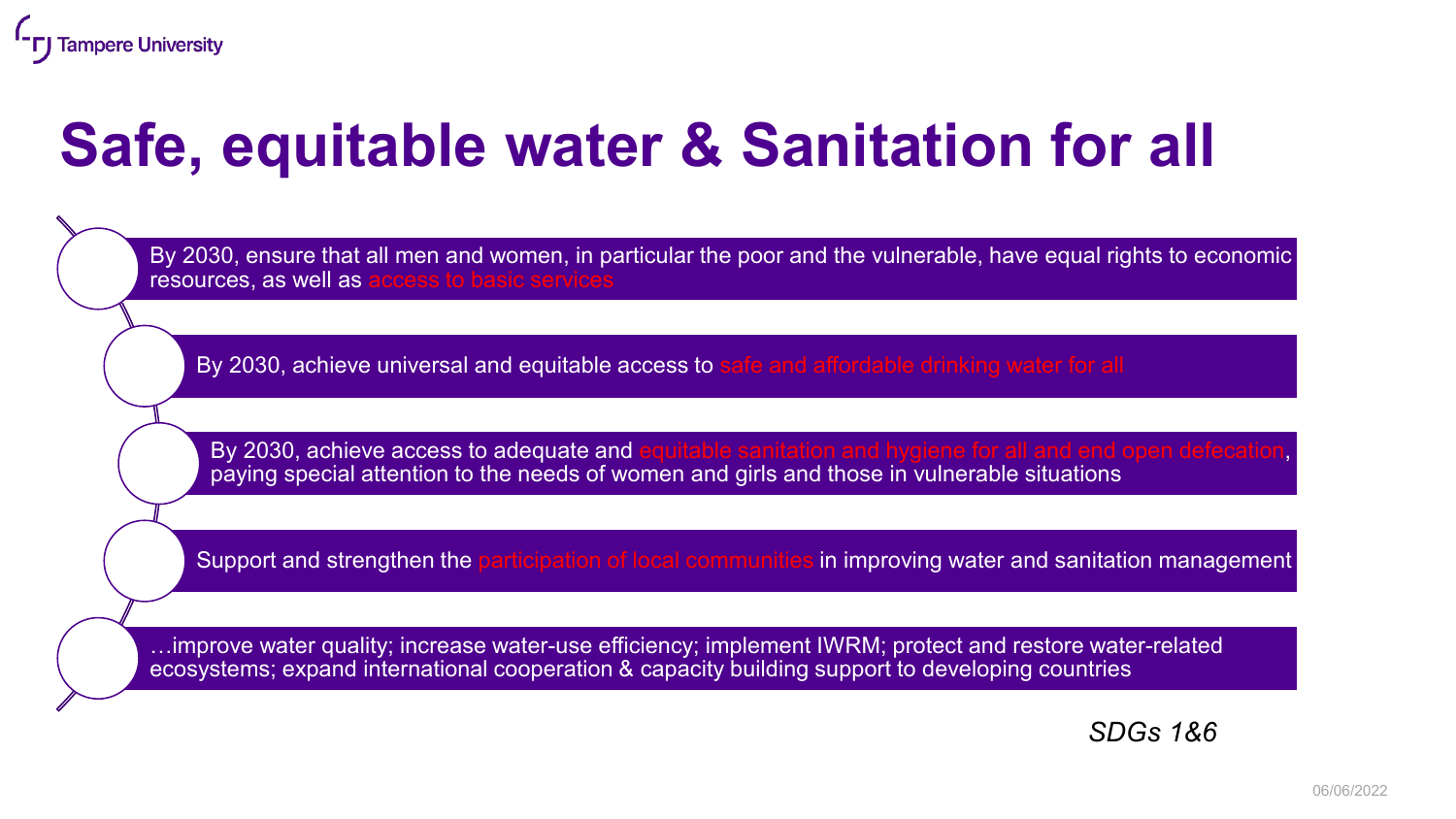# Safe, equitable water & Sanitation for all

- By 2030, ensure that all men and women, in particular the poor and the vulnerable, have equal rights to economic resources, as well as access to basic services
- By 2030, achieve universal and equitable access to safe and affordable drinking water for all
- By 2030, achieve access to adequate and equitable sanitation and hygiene for all and end open defecation, paying special attention to the needs of women and girls and those in vulnerable situations
- Support and strengthen the participation of local communities in improving water and sanitation management
- …improve water quality; increase water-use efficiency; implement IWRM; protect and restore water-related ecosystems; expand international cooperation & capacity building support to developing countries

*SDGs 1&6*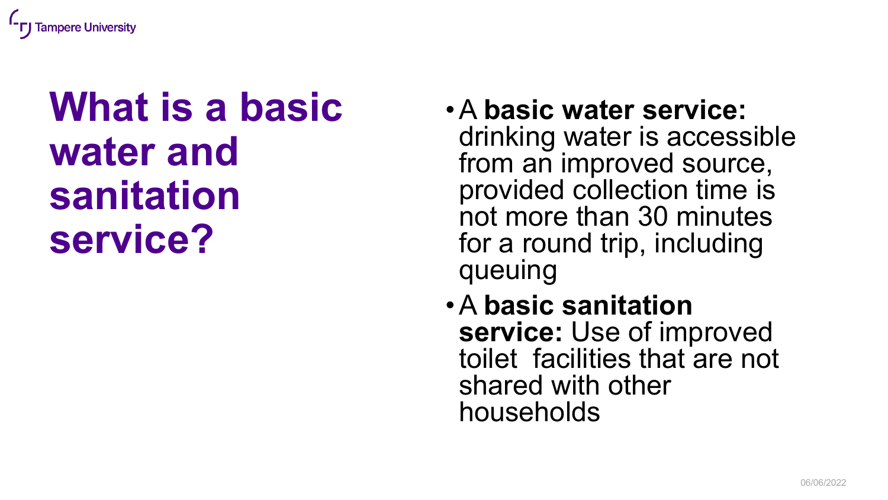# What is a basic water and sanitation service?

- A **basic water service:** drinking water is accessible from an improved source, provided collection time is not more than 30 minutes for a round trip, including queuing
- A **basic sanitation service:** Use of improved toilet facilities that are not shared with other households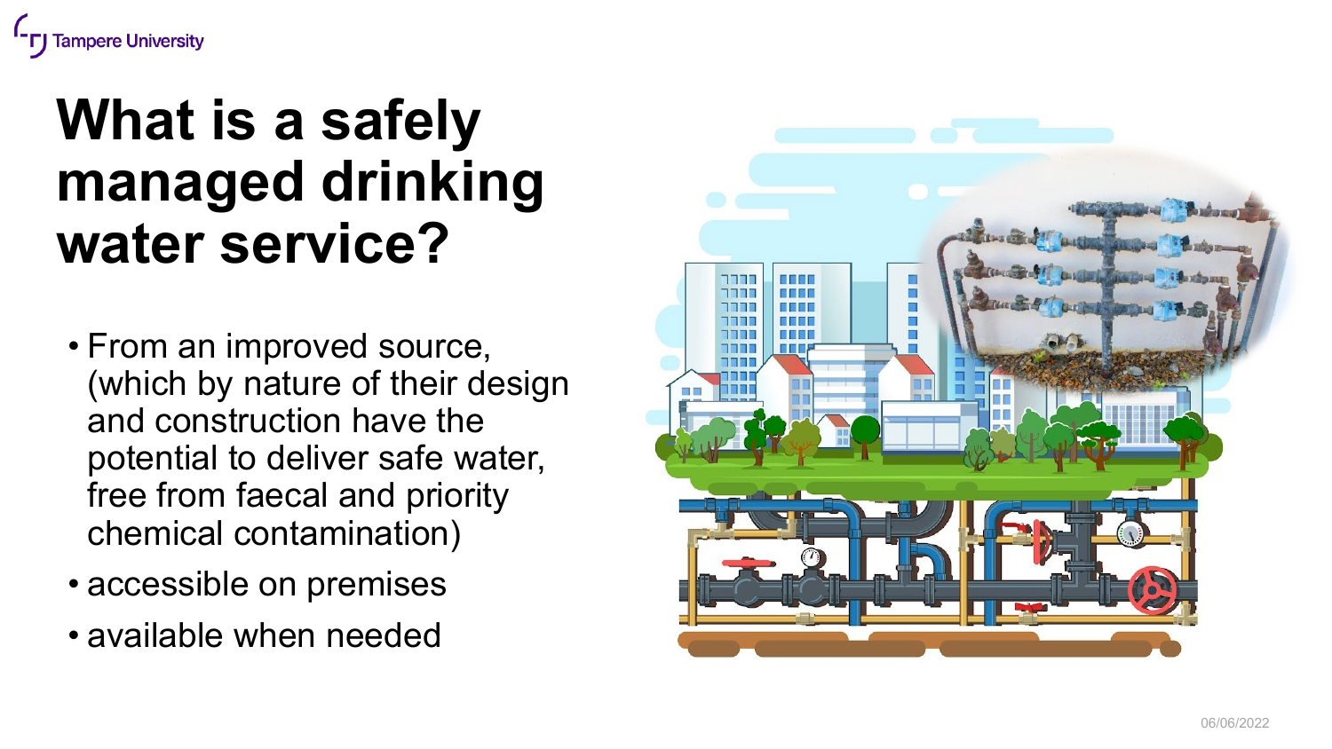# What is a safely managed drinking water service?

- From an improved source, (which by nature of their design and construction have the potential to deliver safe water, free from faecal and priority chemical contamination)
- accessible on premises
- available when needed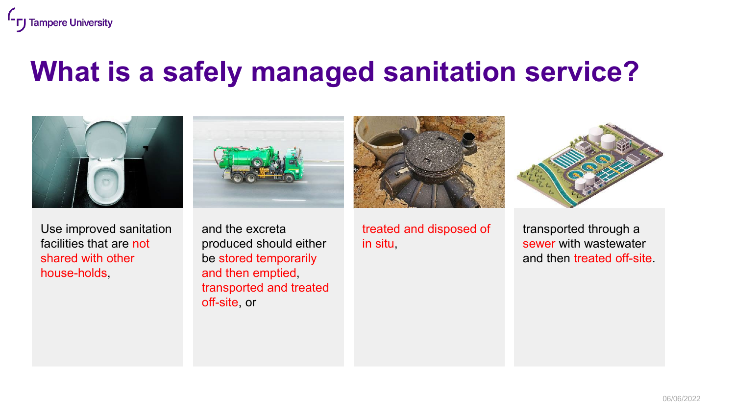# What is a safely managed sanitation service?

Use improved sanitation facilities that are not shared with other house-holds,

and the excreta produced should either be stored temporarily and then emptied, transported and treated off-site, or

treated and disposed of in situ,

transported through a sewer with wastewater and then treated off-site.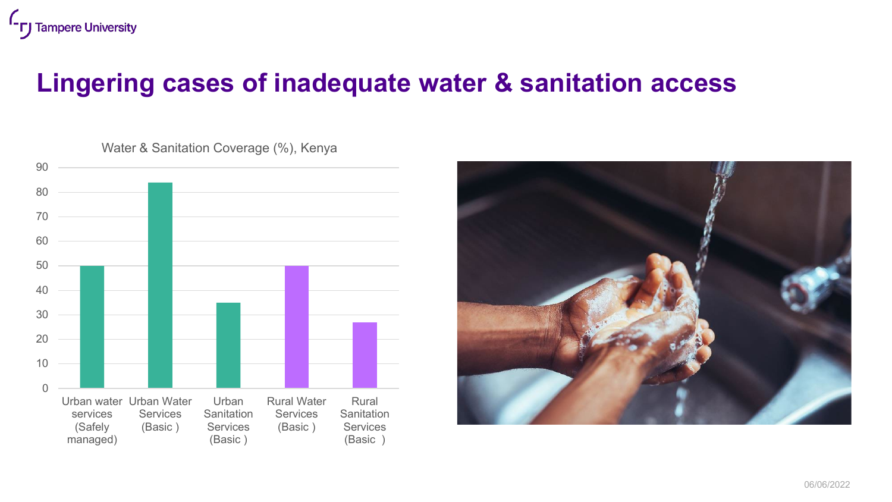# Lingering cases of inadequate water & sanitation access

Water & Sanitation Coverage (%), Kenya

| Category | Coverage (%) |
|---|---|
| Urban water services (Safely managed) | 50 |
| Urban Water Services (Basic ) | 84 |
| Urban Sanitation Services (Basic ) | 35 |
| Rural Water Services (Basic ) | 50 |
| Rural Sanitation Services (Basic ) | 27 |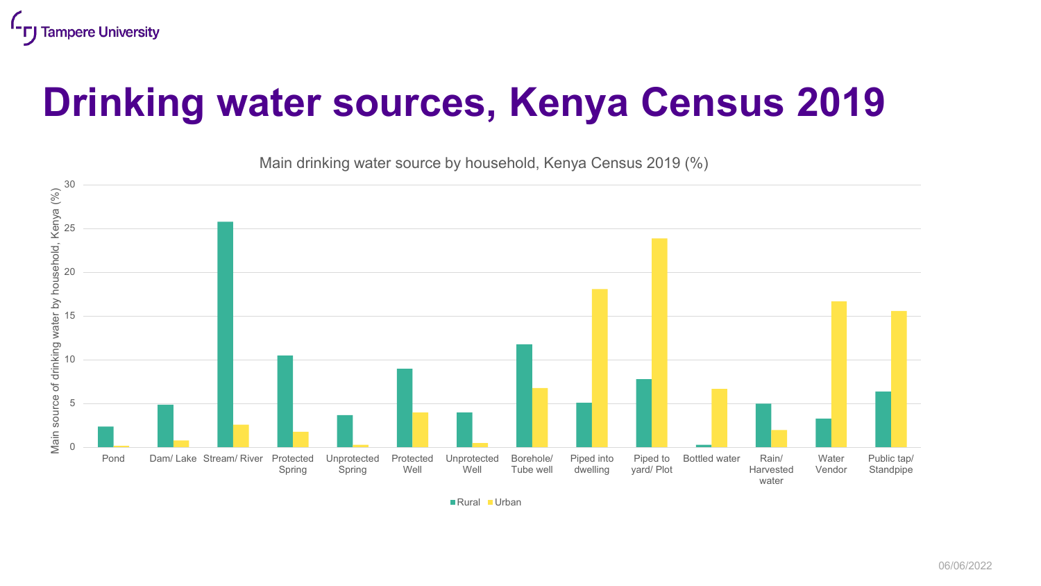# Drinking water sources, Kenya Census 2019

Main drinking water source by household, Kenya Census 2019 (%)

Main source of drinking water by household, Kenya (%)

| Source | Rural | Urban |
|---|---|---|
| Pond | 2.4 | 0.2 |
| Dam/ Lake | 4.9 | 0.8 |
| Stream/ River | 25.8 | 2.6 |
| Protected Spring | 10.5 | 1.8 |
| Unprotected Spring | 3.7 | 0.3 |
| Protected Well | 9.0 | 4.0 |
| Unprotected Well | 4.0 | 0.5 |
| Borehole/ Tube well | 11.8 | 6.8 |
| Piped into dwelling | 5.1 | 18.1 |
| Piped to yard/ Plot | 7.8 | 23.9 |
| Bottled water | 0.3 | 6.7 |
| Rain/ Harvested water | 5.0 | 2.0 |
| Water Vendor | 3.3 | 16.7 |
| Public tap/ Standpipe | 6.4 | 15.6 |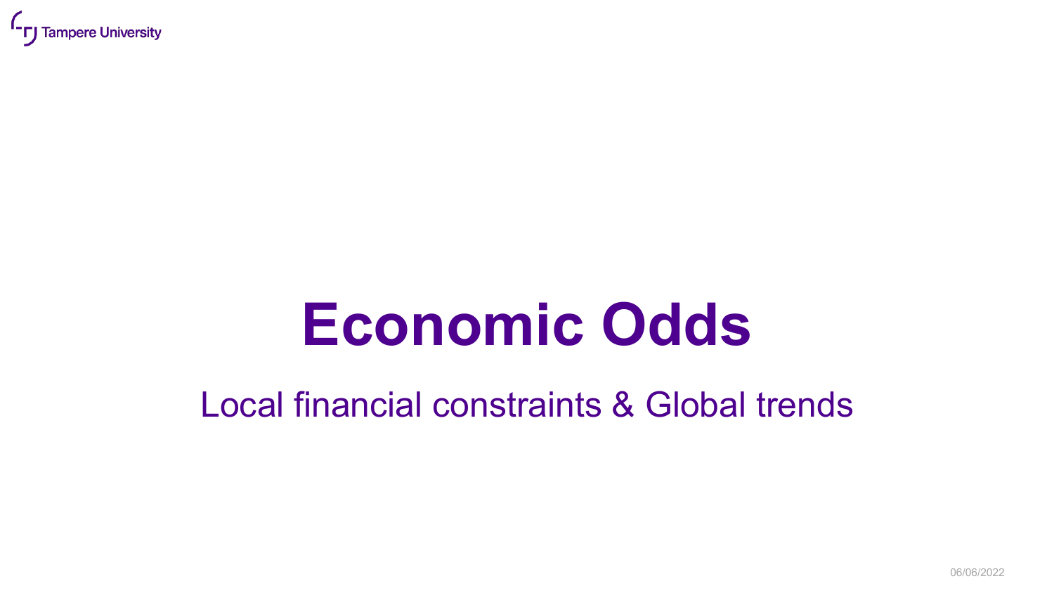# Economic Odds

Local financial constraints & Global trends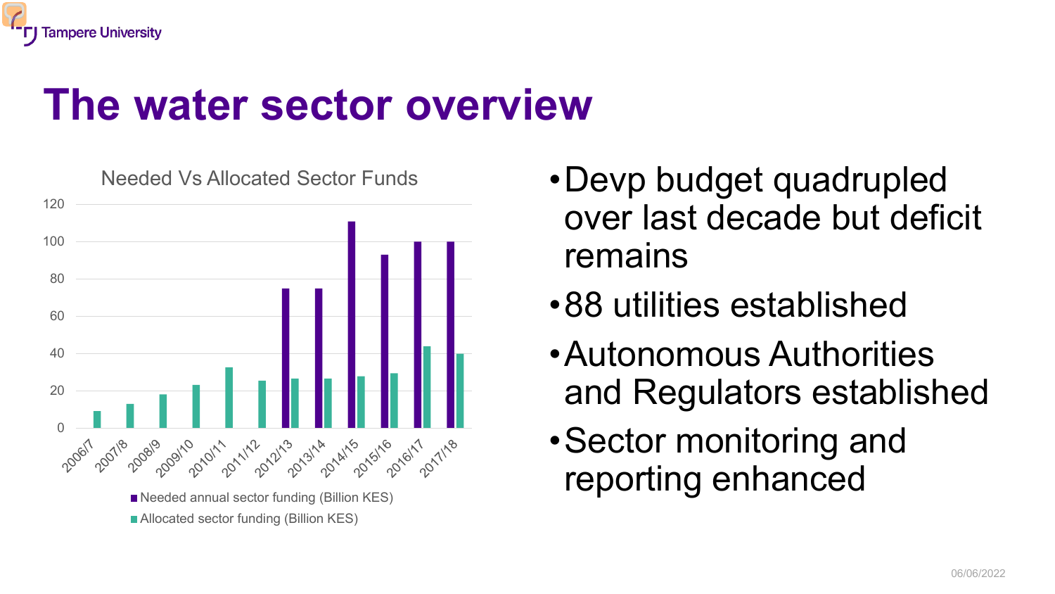# The water sector overview

Needed Vs Allocated Sector Funds

- Needed annual sector funding (Billion KES)
- Allocated sector funding (Billion KES)

- Devp budget quadrupled over last decade but deficit remains
- 88 utilities established
- Autonomous Authorities and Regulators established
- Sector monitoring and reporting enhanced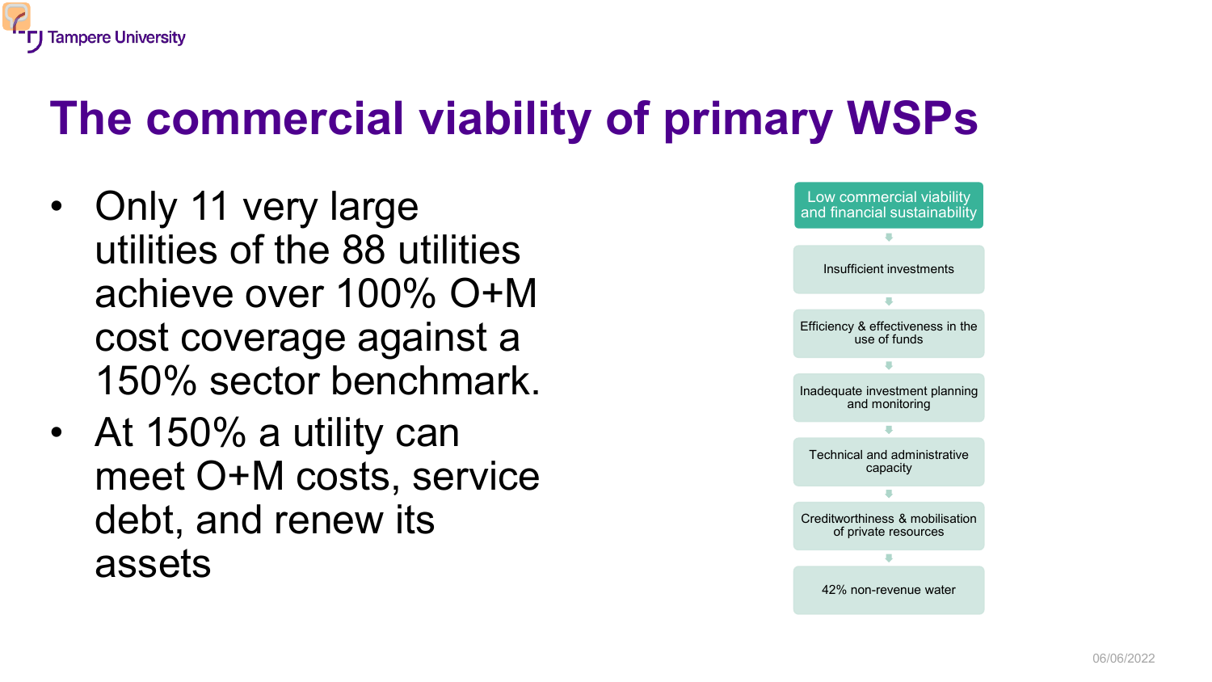# The commercial viability of primary WSPs

- Only 11 very large utilities of the 88 utilities achieve over 100% O+M cost coverage against a 150% sector benchmark.
- At 150% a utility can meet O+M costs, service debt, and renew its assets

- Low commercial viability and financial sustainability
- Insufficient investments
- Efficiency & effectiveness in the use of funds
- Inadequate investment planning and monitoring
- Technical and administrative capacity
- Creditworthiness & mobilisation of private resources
- 42% non-revenue water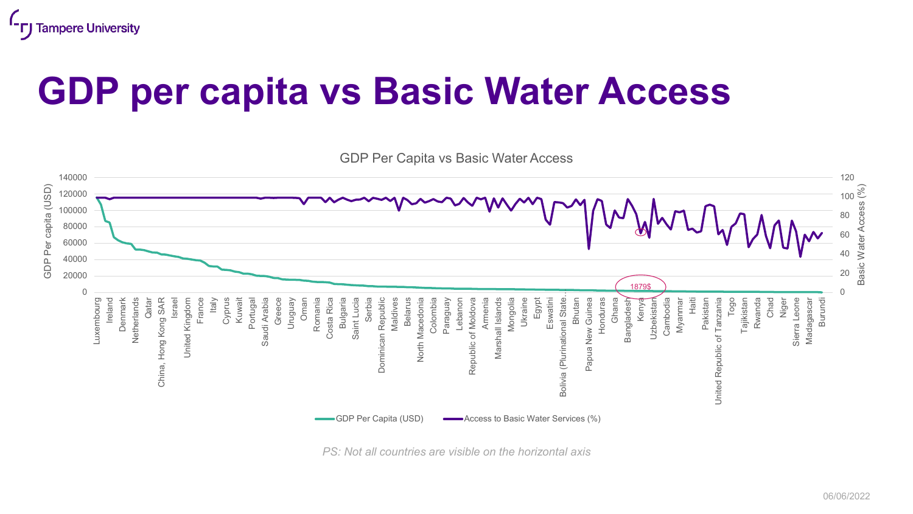# GDP per capita vs Basic Water Access

GDP Per Capita vs Basic Water Access

*PS: Not all countries are visible on the horizontal axis*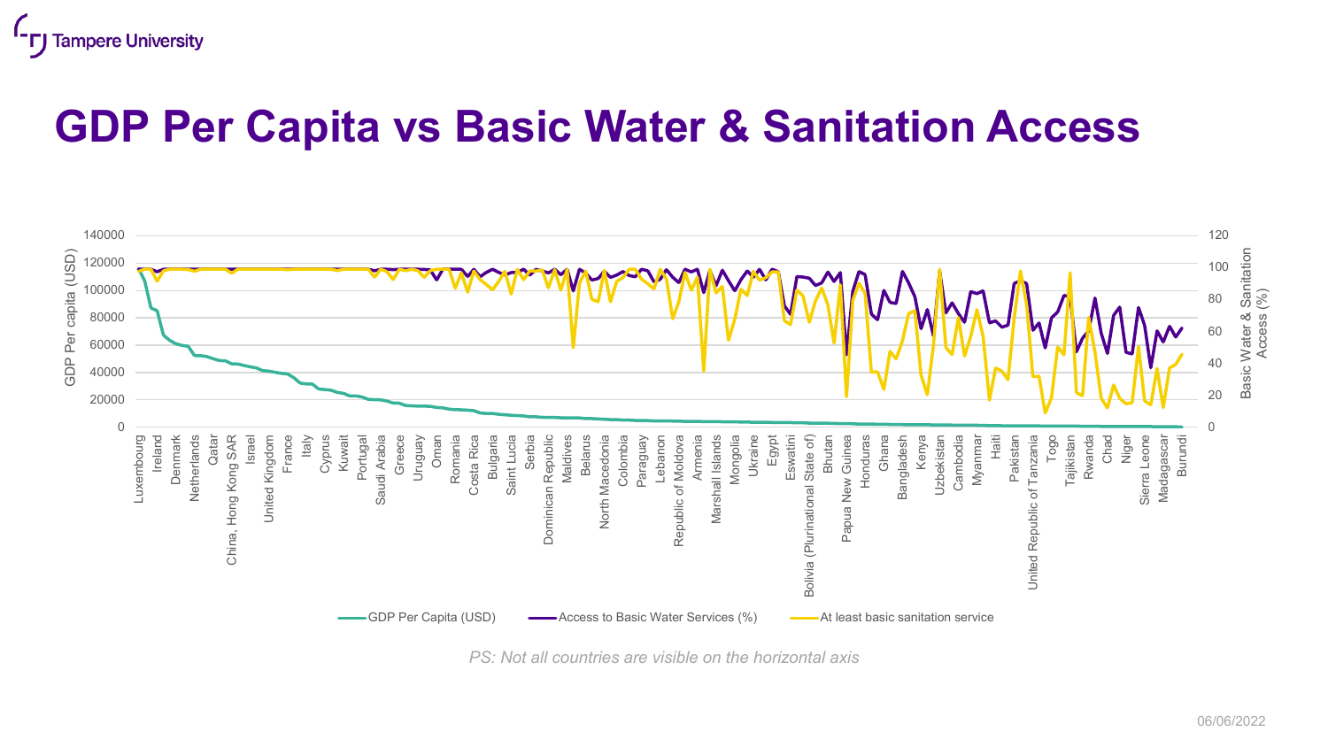# GDP Per Capita vs Basic Water & Sanitation Access

GDP Per capita (USD)

Basic Water & Sanitation Access (%)

Luxembourg, Ireland, Denmark, Netherlands, Qatar, China, Hong Kong SAR, Israel, United Kingdom, France, Italy, Cyprus, Kuwait, Portugal, Saudi Arabia, Greece, Uruguay, Oman, Romania, Costa Rica, Bulgaria, Saint Lucia, Serbia, Dominican Republic, Maldives, Belarus, North Macedonia, Colombia, Paraguay, Lebanon, Republic of Moldova, Armenia, Marshall Islands, Mongolia, Ukraine, Egypt, Eswatini, Bolivia (Plurinational State of), Bhutan, Papua New Guinea, Honduras, Ghana, Bangladesh, Kenya, Uzbekistan, Cambodia, Myanmar, Haiti, Pakistan, United Republic of Tanzania, Togo, Tajikistan, Rwanda, Chad, Niger, Sierra Leone, Madagascar, Burundi

GDP Per Capita (USD) — Access to Basic Water Services (%) — At least basic sanitation service

*PS: Not all countries are visible on the horizontal axis*

06/06/2022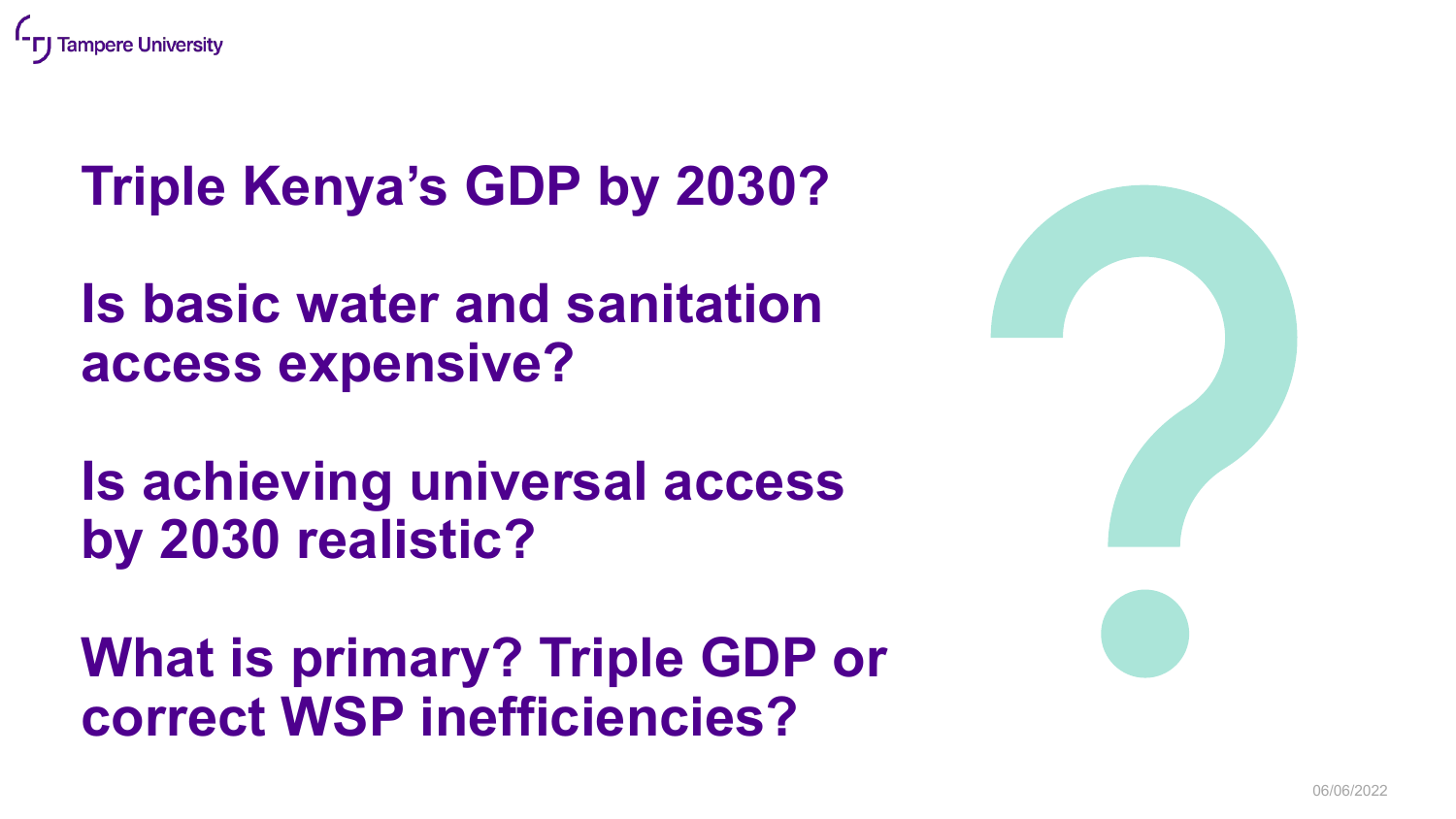**Triple Kenya's GDP by 2030?**

**Is basic water and sanitation access expensive?**

**Is achieving universal access by 2030 realistic?**

**What is primary? Triple GDP or correct WSP inefficiencies?**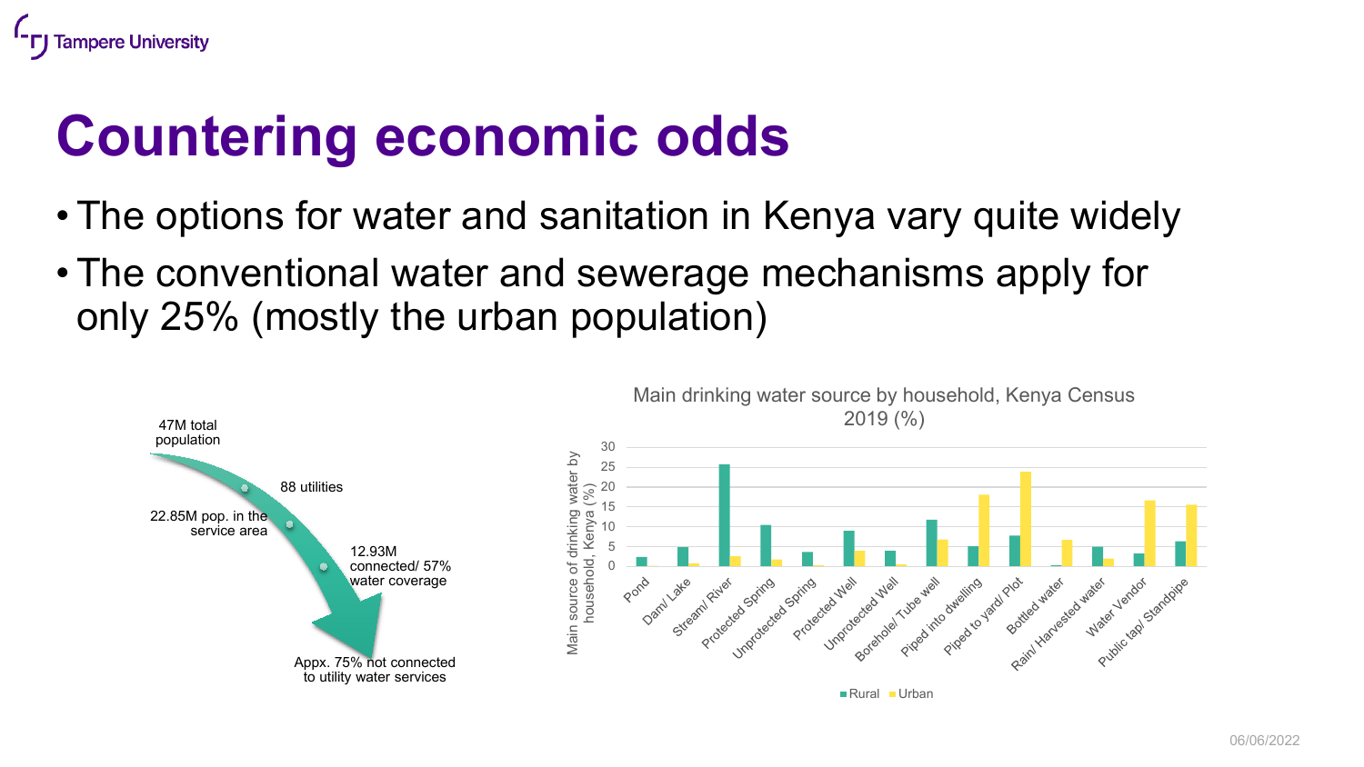# Countering economic odds

- The options for water and sanitation in Kenya vary quite widely
- The conventional water and sewerage mechanisms apply for only 25% (mostly the urban population)

47M total population

88 utilities

22.85M pop. in the service area

12.93M connected/ 57% water coverage

Appx. 75% not connected to utility water services

Main drinking water source by household, Kenya Census 2019 (%)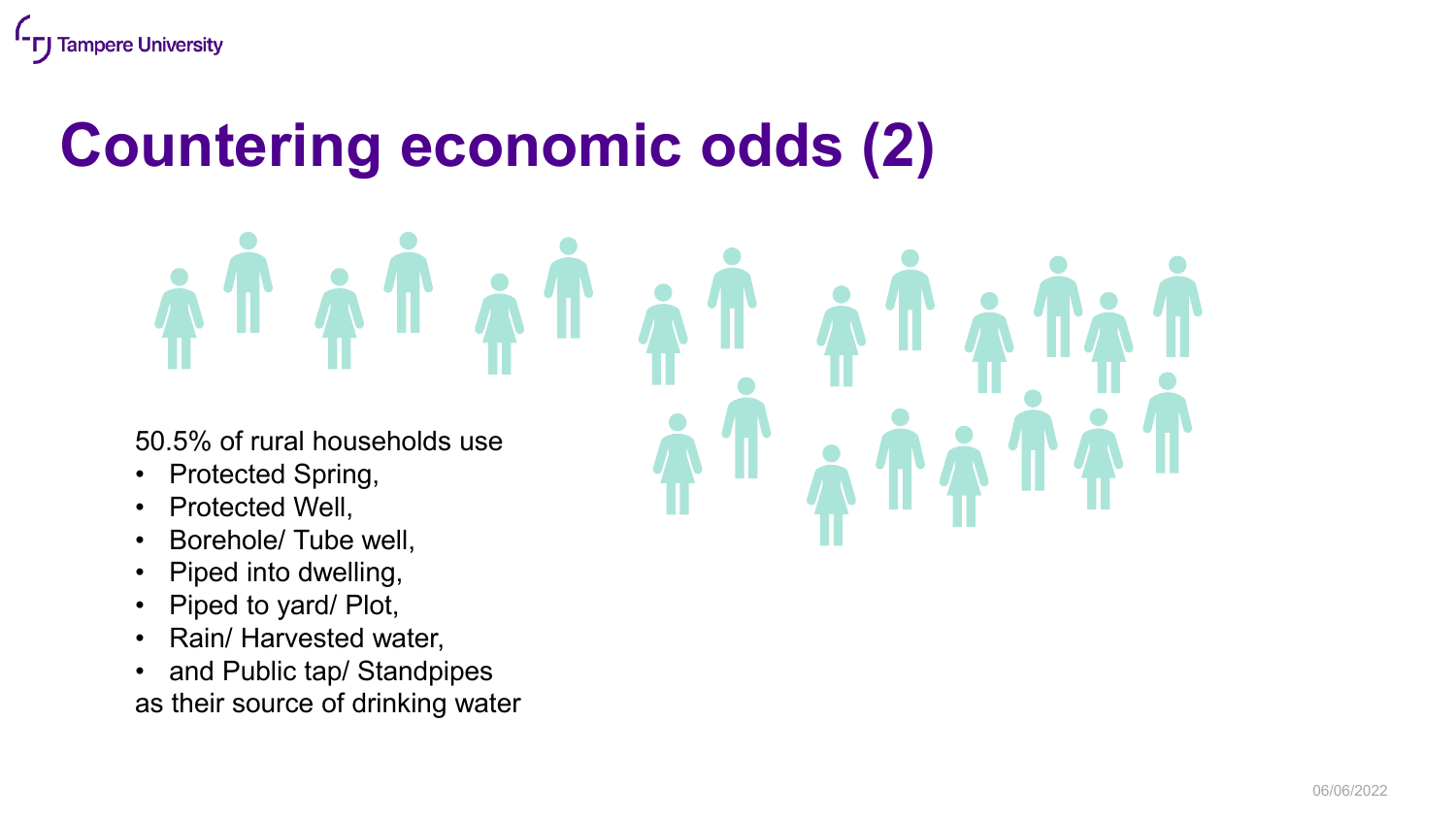# Countering economic odds (2)

50.5% of rural households use

- Protected Spring,
- Protected Well,
- Borehole/ Tube well,
- Piped into dwelling,
- Piped to yard/ Plot,
- Rain/ Harvested water,
- and Public tap/ Standpipes

as their source of drinking water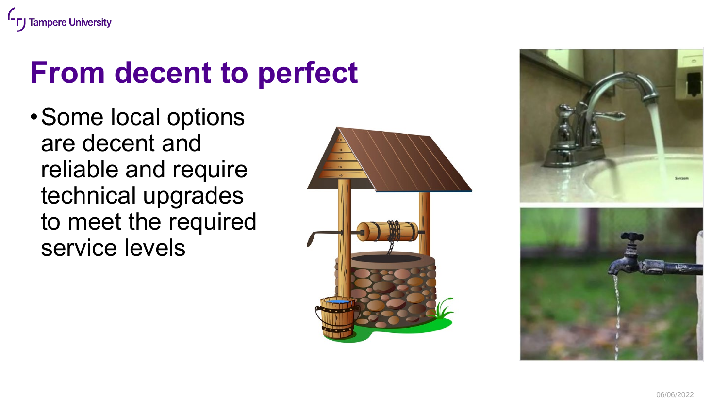# From decent to perfect

- Some local options are decent and reliable and require technical upgrades to meet the required service levels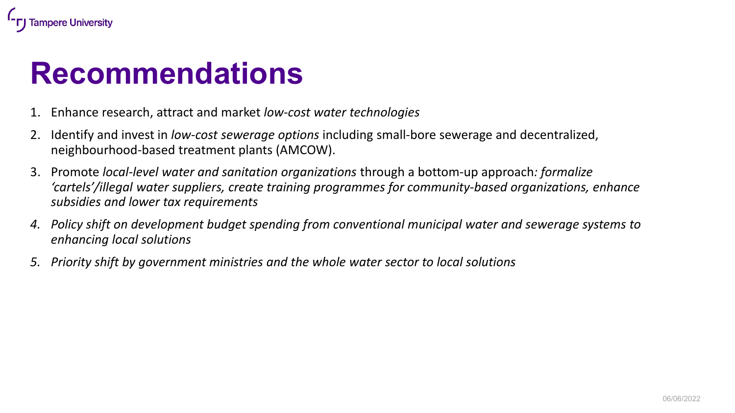# Recommendations

1. Enhance research, attract and market *low-cost water technologies*
2. Identify and invest in *low-cost sewerage options* including small-bore sewerage and decentralized, neighbourhood-based treatment plants (AMCOW).
3. Promote *local-level water and sanitation organizations* through a bottom-up approach*: formalize 'cartels'/illegal water suppliers, create training programmes for community-based organizations, enhance subsidies and lower tax requirements*
4. *Policy shift on development budget spending from conventional municipal water and sewerage systems to enhancing local solutions*
5. *Priority shift by government ministries and the whole water sector to local solutions*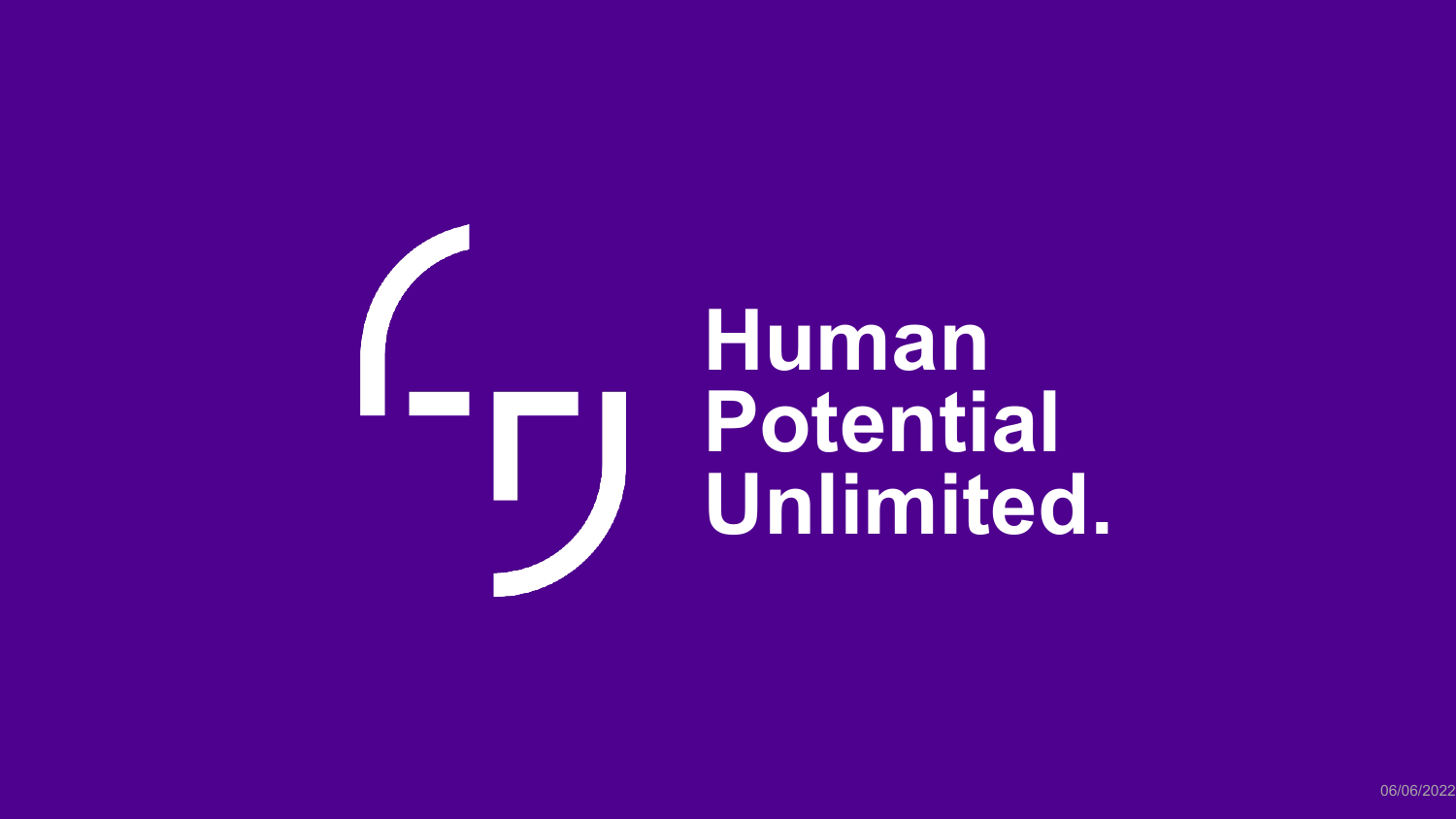Human
Potential
Unlimited.

06/06/2022